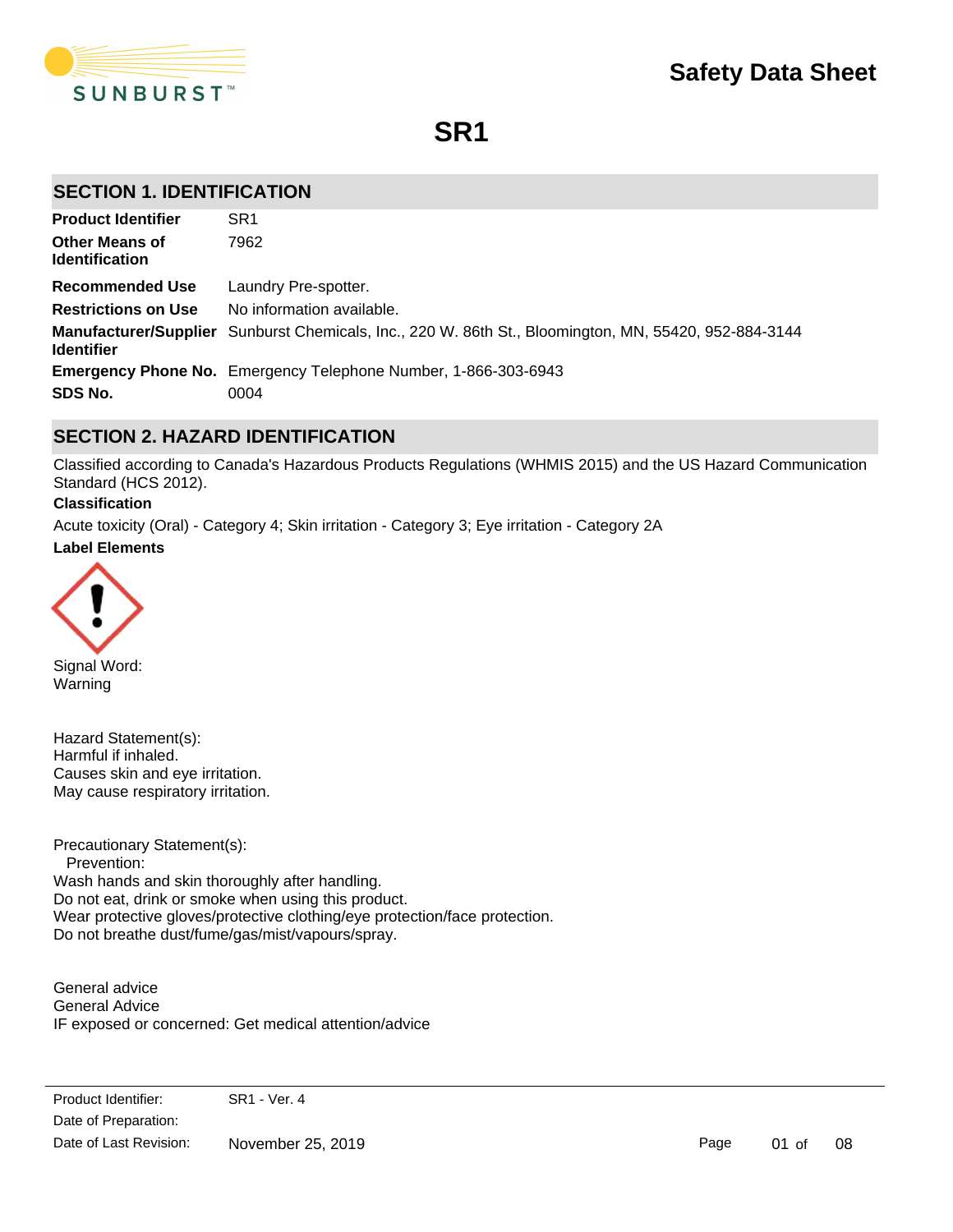# Safety Data Sheet

# SR1

## SECTION 1. IDENTIFICATION

| | |
|---|---|
| **Product Identifier** | SR1 |
| **Other Means of Identification** | 7962 |
| **Recommended Use** | Laundry Pre-spotter. |
| **Restrictions on Use** | No information available. |
| **Manufacturer/Supplier Identifier** | Sunburst Chemicals, Inc., 220 W. 86th St., Bloomington, MN, 55420, 952-884-3144 |
| **Emergency Phone No.** | Emergency Telephone Number, 1-866-303-6943 |
| **SDS No.** | 0004 |

## SECTION 2. HAZARD IDENTIFICATION

Classified according to Canada's Hazardous Products Regulations (WHMIS 2015) and the US Hazard Communication Standard (HCS 2012).

**Classification**

Acute toxicity (Oral) - Category 4; Skin irritation - Category 3; Eye irritation - Category 2A

**Label Elements**

Signal Word:
Warning

Hazard Statement(s):
Harmful if inhaled.
Causes skin and eye irritation.
May cause respiratory irritation.

Precautionary Statement(s):
Prevention:
Wash hands and skin thoroughly after handling.
Do not eat, drink or smoke when using this product.
Wear protective gloves/protective clothing/eye protection/face protection.
Do not breathe dust/fume/gas/mist/vapours/spray.

General advice
General Advice
IF exposed or concerned: Get medical attention/advice

| | |
|---|---|
| Product Identifier: | SR1 - Ver. 4 |
| Date of Preparation: | |
| Date of Last Revision: | November 25, 2019 |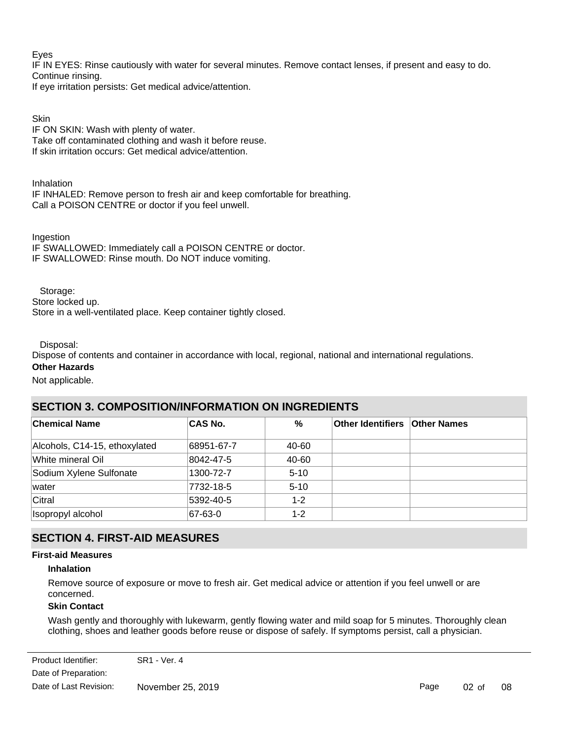Eyes

IF IN EYES: Rinse cautiously with water for several minutes. Remove contact lenses, if present and easy to do. Continue rinsing.

If eye irritation persists: Get medical advice/attention.

Skin

IF ON SKIN: Wash with plenty of water.

Take off contaminated clothing and wash it before reuse.

If skin irritation occurs: Get medical advice/attention.

Inhalation

IF INHALED: Remove person to fresh air and keep comfortable for breathing.

Call a POISON CENTRE or doctor if you feel unwell.

Ingestion

IF SWALLOWED: Immediately call a POISON CENTRE or doctor.

IF SWALLOWED: Rinse mouth. Do NOT induce vomiting.

Storage:

Store locked up.

Store in a well-ventilated place. Keep container tightly closed.

Disposal:

Dispose of contents and container in accordance with local, regional, national and international regulations.

**Other Hazards**

Not applicable.

## SECTION 3. COMPOSITION/INFORMATION ON INGREDIENTS

| Chemical Name | CAS No. | % | Other Identifiers | Other Names |
|---|---|---|---|---|
| Alcohols, C14-15, ethoxylated | 68951-67-7 | 40-60 | | |
| White mineral Oil | 8042-47-5 | 40-60 | | |
| Sodium Xylene Sulfonate | 1300-72-7 | 5-10 | | |
| water | 7732-18-5 | 5-10 | | |
| Citral | 5392-40-5 | 1-2 | | |
| Isopropyl alcohol | 67-63-0 | 1-2 | | |

## SECTION 4. FIRST-AID MEASURES

**First-aid Measures**

**Inhalation**

Remove source of exposure or move to fresh air. Get medical advice or attention if you feel unwell or are concerned.

**Skin Contact**

Wash gently and thoroughly with lukewarm, gently flowing water and mild soap for 5 minutes. Thoroughly clean clothing, shoes and leather goods before reuse or dispose of safely. If symptoms persist, call a physician.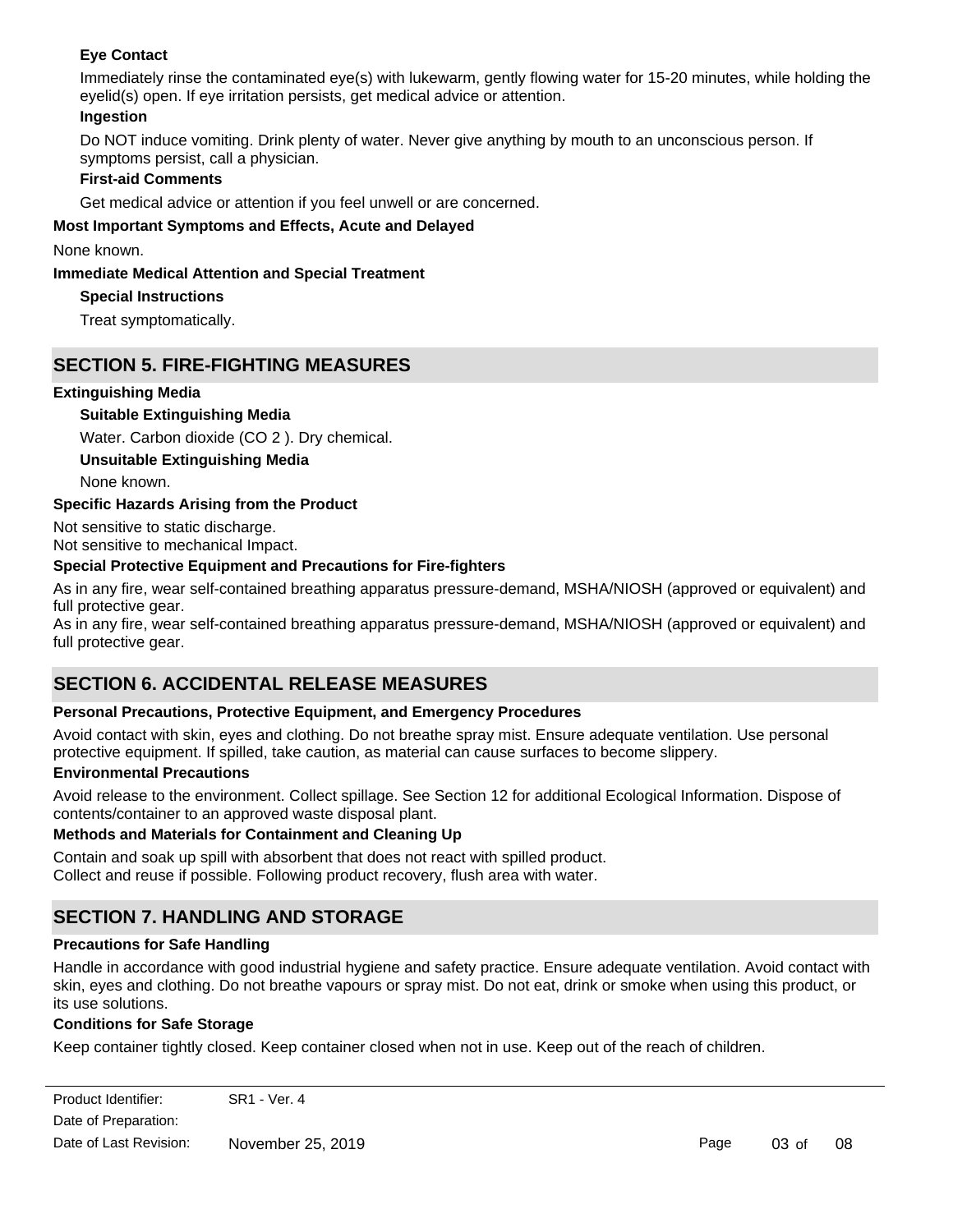**Eye Contact**

Immediately rinse the contaminated eye(s) with lukewarm, gently flowing water for 15-20 minutes, while holding the eyelid(s) open. If eye irritation persists, get medical advice or attention.

**Ingestion**

Do NOT induce vomiting. Drink plenty of water. Never give anything by mouth to an unconscious person. If symptoms persist, call a physician.

**First-aid Comments**

Get medical advice or attention if you feel unwell or are concerned.

**Most Important Symptoms and Effects, Acute and Delayed**

None known.

**Immediate Medical Attention and Special Treatment**

**Special Instructions**

Treat symptomatically.

## SECTION 5. FIRE-FIGHTING MEASURES

**Extinguishing Media**

**Suitable Extinguishing Media**

Water. Carbon dioxide ($CO_2$). Dry chemical.

**Unsuitable Extinguishing Media**

None known.

**Specific Hazards Arising from the Product**

Not sensitive to static discharge.
Not sensitive to mechanical Impact.

**Special Protective Equipment and Precautions for Fire-fighters**

As in any fire, wear self-contained breathing apparatus pressure-demand, MSHA/NIOSH (approved or equivalent) and full protective gear.
As in any fire, wear self-contained breathing apparatus pressure-demand, MSHA/NIOSH (approved or equivalent) and full protective gear.

## SECTION 6. ACCIDENTAL RELEASE MEASURES

**Personal Precautions, Protective Equipment, and Emergency Procedures**

Avoid contact with skin, eyes and clothing. Do not breathe spray mist. Ensure adequate ventilation. Use personal protective equipment. If spilled, take caution, as material can cause surfaces to become slippery.

**Environmental Precautions**

Avoid release to the environment. Collect spillage. See Section 12 for additional Ecological Information. Dispose of contents/container to an approved waste disposal plant.

**Methods and Materials for Containment and Cleaning Up**

Contain and soak up spill with absorbent that does not react with spilled product.
Collect and reuse if possible. Following product recovery, flush area with water.

## SECTION 7. HANDLING AND STORAGE

**Precautions for Safe Handling**

Handle in accordance with good industrial hygiene and safety practice. Ensure adequate ventilation. Avoid contact with skin, eyes and clothing. Do not breathe vapours or spray mist. Do not eat, drink or smoke when using this product, or its use solutions.

**Conditions for Safe Storage**

Keep container tightly closed. Keep container closed when not in use. Keep out of the reach of children.

Product Identifier: SR1 - Ver. 4
Date of Preparation:
Date of Last Revision: November 25, 2019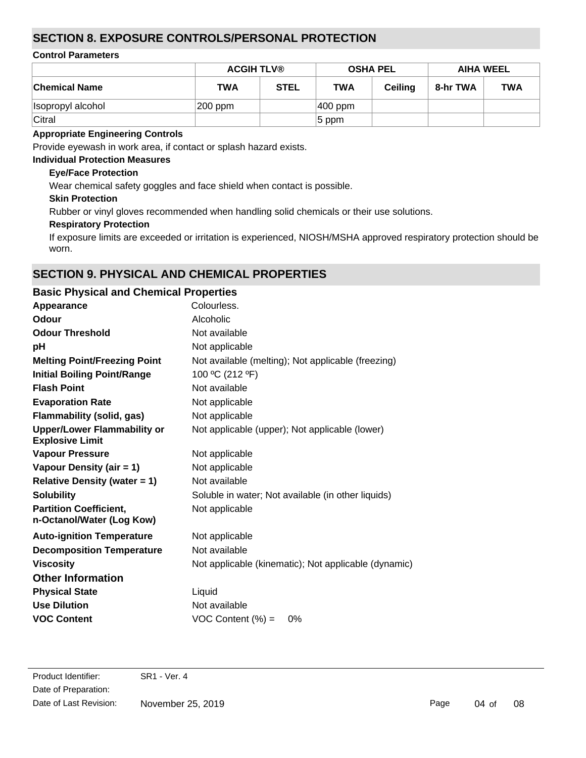## SECTION 8. EXPOSURE CONTROLS/PERSONAL PROTECTION

**Control Parameters**

| | ACGIH TLV® | | OSHA PEL | | AIHA WEEL | |
|---|---|---|---|---|---|---|
| **Chemical Name** | **TWA** | **STEL** | **TWA** | **Ceiling** | **8-hr TWA** | **TWA** |
| Isopropyl alcohol | 200 ppm | | 400 ppm | | | |
| Citral | | | 5 ppm | | | |

**Appropriate Engineering Controls**

Provide eyewash in work area, if contact or splash hazard exists.

**Individual Protection Measures**

**Eye/Face Protection**

Wear chemical safety goggles and face shield when contact is possible.

**Skin Protection**

Rubber or vinyl gloves recommended when handling solid chemicals or their use solutions.

**Respiratory Protection**

If exposure limits are exceeded or irritation is experienced, NIOSH/MSHA approved respiratory protection should be worn.

## SECTION 9. PHYSICAL AND CHEMICAL PROPERTIES

### Basic Physical and Chemical Properties

**Appearance** Colourless.

**Odour** Alcoholic

**Odour Threshold** Not available

**pH** Not applicable

**Melting Point/Freezing Point** Not available (melting); Not applicable (freezing)

**Initial Boiling Point/Range** 100 ºC (212 ºF)

**Flash Point** Not available

**Evaporation Rate** Not applicable

**Flammability (solid, gas)** Not applicable

**Upper/Lower Flammability or Explosive Limit** Not applicable (upper); Not applicable (lower)

**Vapour Pressure** Not applicable

**Vapour Density (air = 1)** Not applicable

**Relative Density (water = 1)** Not available

**Solubility** Soluble in water; Not available (in other liquids)

**Partition Coefficient, n-Octanol/Water (Log Kow)** Not applicable

**Auto-ignition Temperature** Not applicable

**Decomposition Temperature** Not available

**Viscosity** Not applicable (kinematic); Not applicable (dynamic)

### Other Information

**Physical State** Liquid

**Use Dilution** Not available

**VOC Content** VOC Content (%) = 0%

Product Identifier: SR1 - Ver. 4
Date of Preparation:
Date of Last Revision: November 25, 2019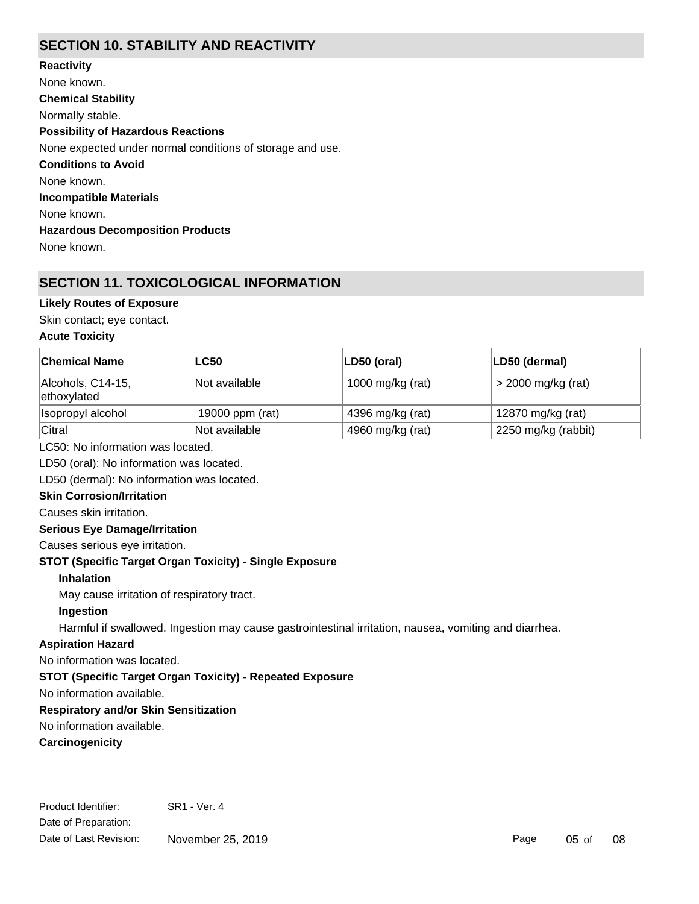## SECTION 10. STABILITY AND REACTIVITY

**Reactivity**

None known.

**Chemical Stability**

Normally stable.

**Possibility of Hazardous Reactions**

None expected under normal conditions of storage and use.

**Conditions to Avoid**

None known.

**Incompatible Materials**

None known.

**Hazardous Decomposition Products**

None known.

## SECTION 11. TOXICOLOGICAL INFORMATION

**Likely Routes of Exposure**

Skin contact; eye contact.

**Acute Toxicity**

| Chemical Name | LC50 | LD50 (oral) | LD50 (dermal) |
| --- | --- | --- | --- |
| Alcohols, C14-15, ethoxylated | Not available | 1000 mg/kg (rat) | > 2000 mg/kg (rat) |
| Isopropyl alcohol | 19000 ppm (rat) | 4396 mg/kg (rat) | 12870 mg/kg (rat) |
| Citral | Not available | 4960 mg/kg (rat) | 2250 mg/kg (rabbit) |

LC50: No information was located.

LD50 (oral): No information was located.

LD50 (dermal): No information was located.

**Skin Corrosion/Irritation**

Causes skin irritation.

**Serious Eye Damage/Irritation**

Causes serious eye irritation.

**STOT (Specific Target Organ Toxicity) - Single Exposure**

**Inhalation**

May cause irritation of respiratory tract.

**Ingestion**

Harmful if swallowed. Ingestion may cause gastrointestinal irritation, nausea, vomiting and diarrhea.

**Aspiration Hazard**

No information was located.

**STOT (Specific Target Organ Toxicity) - Repeated Exposure**

No information available.

**Respiratory and/or Skin Sensitization**

No information available.

**Carcinogenicity**

Product Identifier: SR1 - Ver. 4
Date of Preparation:
Date of Last Revision: November 25, 2019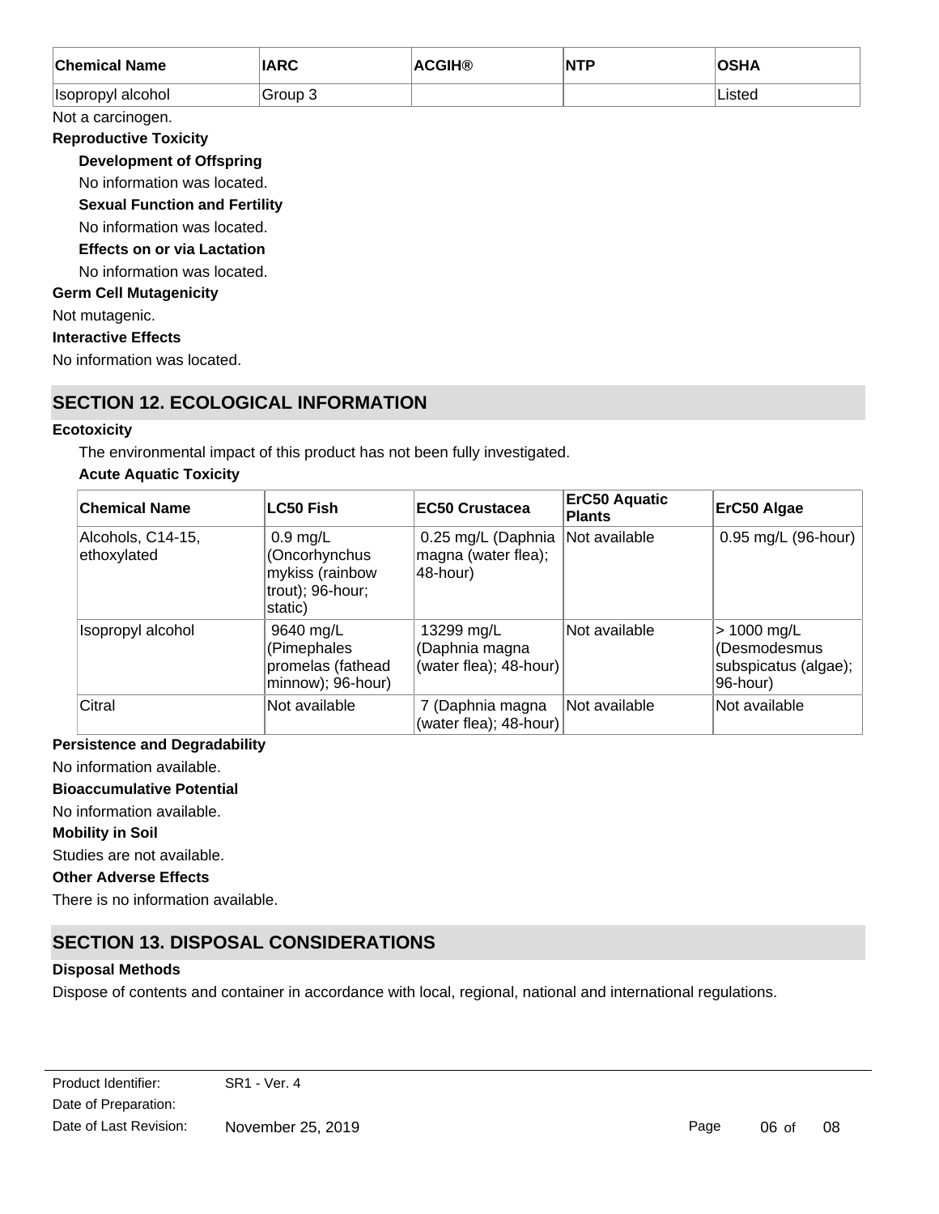| Chemical Name | IARC | ACGIH® | NTP | OSHA |
| --- | --- | --- | --- | --- |
| Isopropyl alcohol | Group 3 | | | Listed |

Not a carcinogen.

**Reproductive Toxicity**

**Development of Offspring**

No information was located.

**Sexual Function and Fertility**

No information was located.

**Effects on or via Lactation**

No information was located.

**Germ Cell Mutagenicity**

Not mutagenic.

**Interactive Effects**

No information was located.

## SECTION 12. ECOLOGICAL INFORMATION

**Ecotoxicity**

The environmental impact of this product has not been fully investigated.

**Acute Aquatic Toxicity**

| Chemical Name | LC50 Fish | EC50 Crustacea | ErC50 Aquatic Plants | ErC50 Algae |
| --- | --- | --- | --- | --- |
| Alcohols, C14-15, ethoxylated | 0.9 mg/L (Oncorhynchus mykiss (rainbow trout); 96-hour; static) | 0.25 mg/L (Daphnia magna (water flea); 48-hour) | Not available | 0.95 mg/L (96-hour) |
| Isopropyl alcohol | 9640 mg/L (Pimephales promelas (fathead minnow); 96-hour) | 13299 mg/L (Daphnia magna (water flea); 48-hour) | Not available | > 1000 mg/L (Desmodesmus subspicatus (algae); 96-hour) |
| Citral | Not available | 7 (Daphnia magna (water flea); 48-hour) | Not available | Not available |

**Persistence and Degradability**

No information available.

**Bioaccumulative Potential**

No information available.

**Mobility in Soil**

Studies are not available.

**Other Adverse Effects**

There is no information available.

## SECTION 13. DISPOSAL CONSIDERATIONS

**Disposal Methods**

Dispose of contents and container in accordance with local, regional, national and international regulations.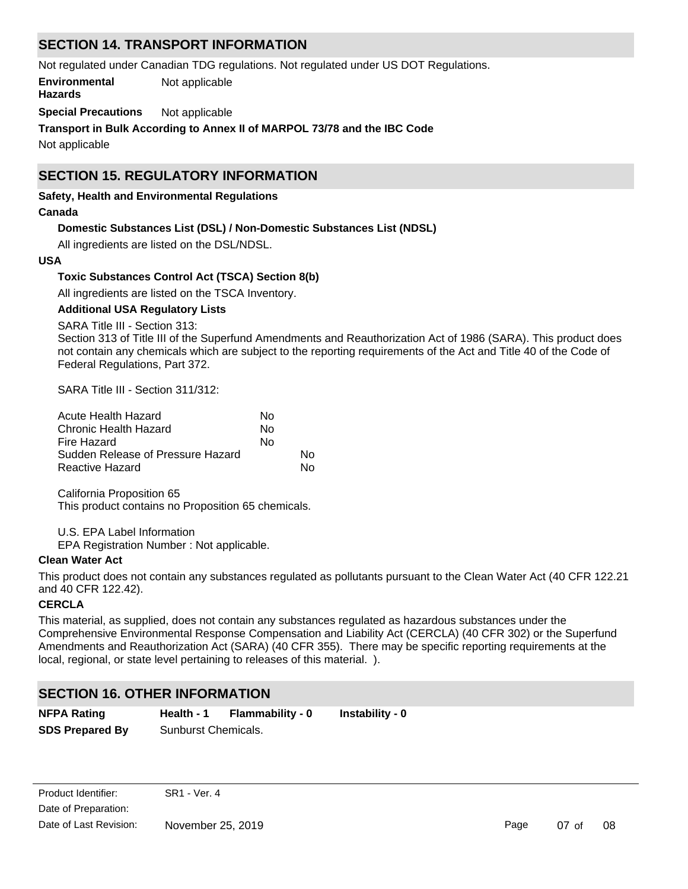## SECTION 14. TRANSPORT INFORMATION

Not regulated under Canadian TDG regulations. Not regulated under US DOT Regulations.

**Environmental Hazards** Not applicable

**Special Precautions** Not applicable

**Transport in Bulk According to Annex II of MARPOL 73/78 and the IBC Code**

Not applicable

## SECTION 15. REGULATORY INFORMATION

**Safety, Health and Environmental Regulations**

**Canada**

**Domestic Substances List (DSL) / Non-Domestic Substances List (NDSL)**

All ingredients are listed on the DSL/NDSL.

**USA**

**Toxic Substances Control Act (TSCA) Section 8(b)**

All ingredients are listed on the TSCA Inventory.

**Additional USA Regulatory Lists**

SARA Title III - Section 313:
Section 313 of Title III of the Superfund Amendments and Reauthorization Act of 1986 (SARA). This product does not contain any chemicals which are subject to the reporting requirements of the Act and Title 40 of the Code of Federal Regulations, Part 372.

SARA Title III - Section 311/312:

| | |
|---|---|
| Acute Health Hazard | No |
| Chronic Health Hazard | No |
| Fire Hazard | No |
| Sudden Release of Pressure Hazard | No |
| Reactive Hazard | No |

California Proposition 65
This product contains no Proposition 65 chemicals.

U.S. EPA Label Information
EPA Registration Number : Not applicable.

**Clean Water Act**

This product does not contain any substances regulated as pollutants pursuant to the Clean Water Act (40 CFR 122.21 and 40 CFR 122.42).

**CERCLA**

This material, as supplied, does not contain any substances regulated as hazardous substances under the Comprehensive Environmental Response Compensation and Liability Act (CERCLA) (40 CFR 302) or the Superfund Amendments and Reauthorization Act (SARA) (40 CFR 355). There may be specific reporting requirements at the local, regional, or state level pertaining to releases of this material. ).

## SECTION 16. OTHER INFORMATION

**NFPA Rating** **Health - 1** **Flammability - 0** **Instability - 0**

**SDS Prepared By** Sunburst Chemicals.

Product Identifier: SR1 - Ver. 4
Date of Preparation:
Date of Last Revision: November 25, 2019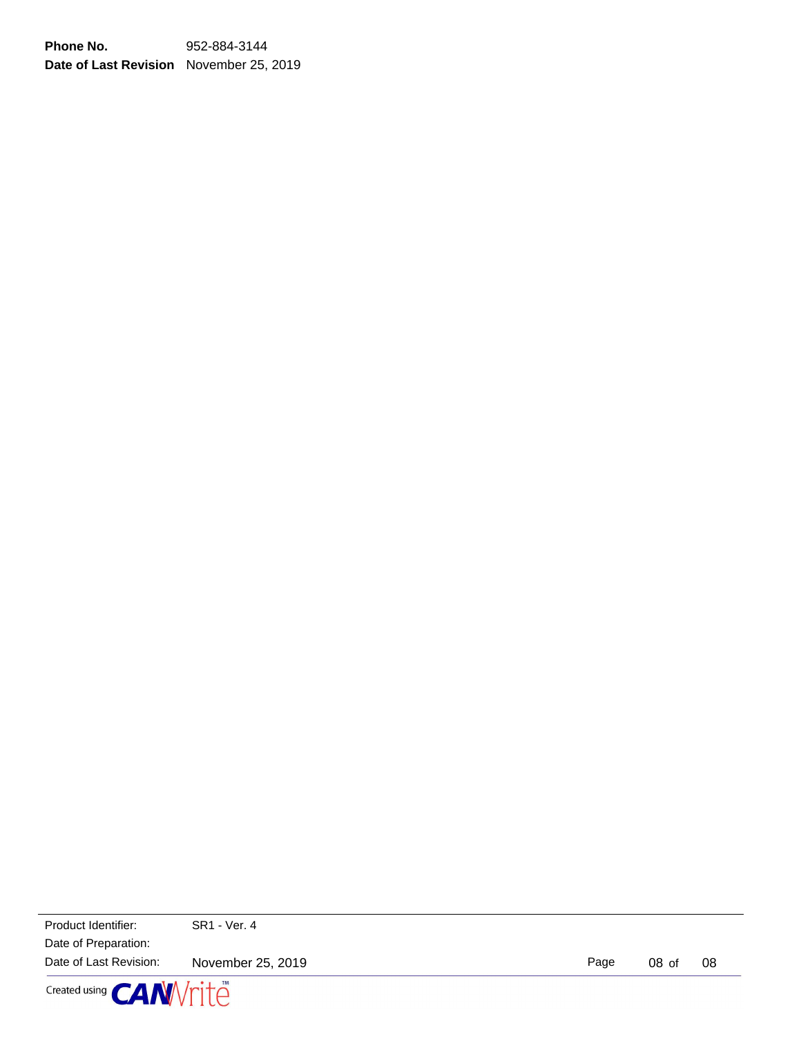**Phone No.** 952-884-3144

**Date of Last Revision** November 25, 2019